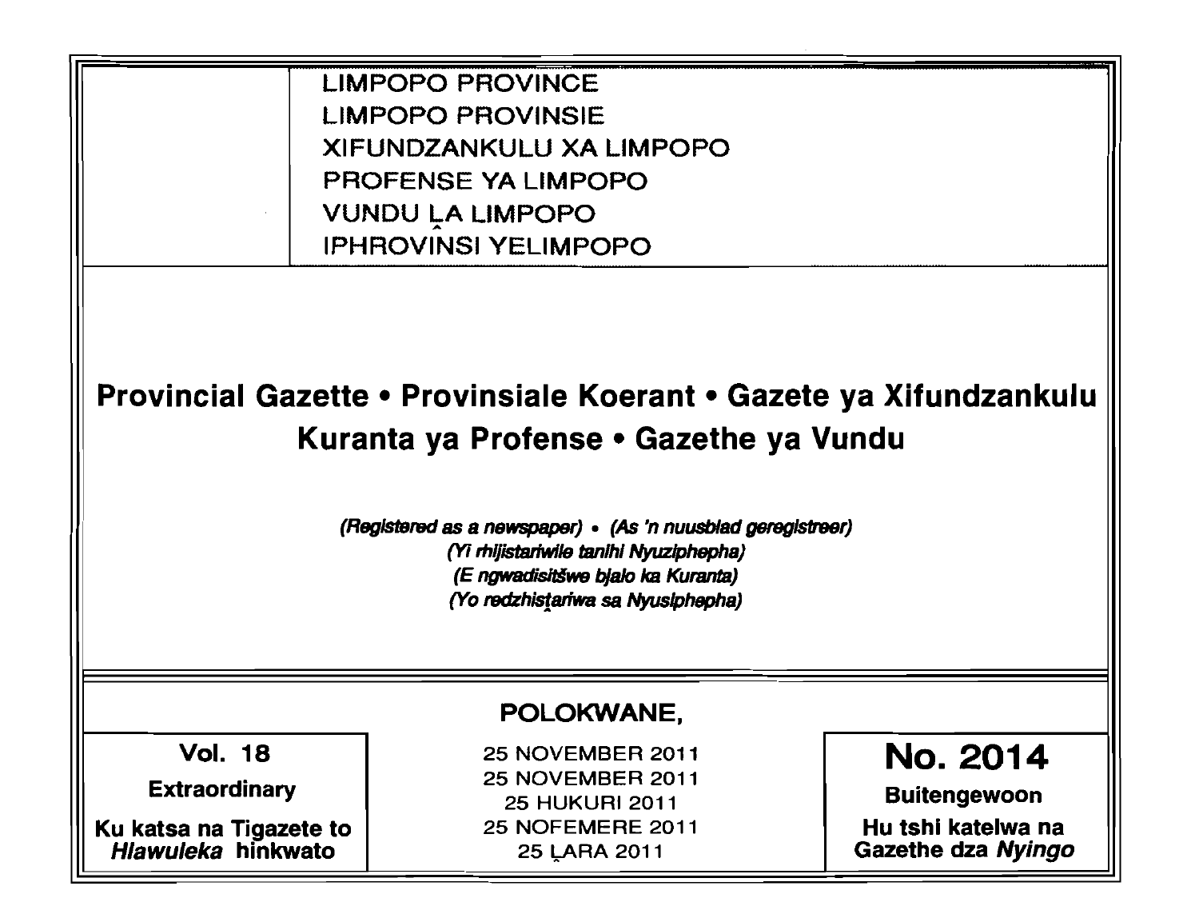LIMPOPO PROVINCE
LIMPOPO PROVINSIE
XIFUNDZANKULU XA LIMPOPO
PROFENSE YA LIMPOPO
VUNDU ḼA LIMPOPO
IPHROVINSI YELIMPOPO

# Provincial Gazette • Provinsiale Koerant • Gazete ya Xifundzankulu Kuranta ya Profense • Gazethe ya Vundu

*(Registered as a newspaper) • (As 'n nuusblad geregistreer)*
*(Yi rhijistariwile tanihi Nyuziphepha)*
*(E ngwadisitšwe bjalo ka Kuranta)*
*(Yo redzhisṱariwa sa Nyusiphepha)*

**POLOKWANE,**

| **Vol. 18** | 25 NOVEMBER 2011 | **No. 2014** |
|---|---|---|
| **Extraordinary** | 25 NOVEMBER 2011 | **Buitengewoon** |
| **Ku katsa na Tigazete to *Hlawuleka* hinkwato** | 25 HUKURI 2011 | **Hu tshi katelwa na Gazethe dza *Nyingo*** |
| | 25 NOFEMERE 2011 | |
| | 25 ḼARA 2011 | |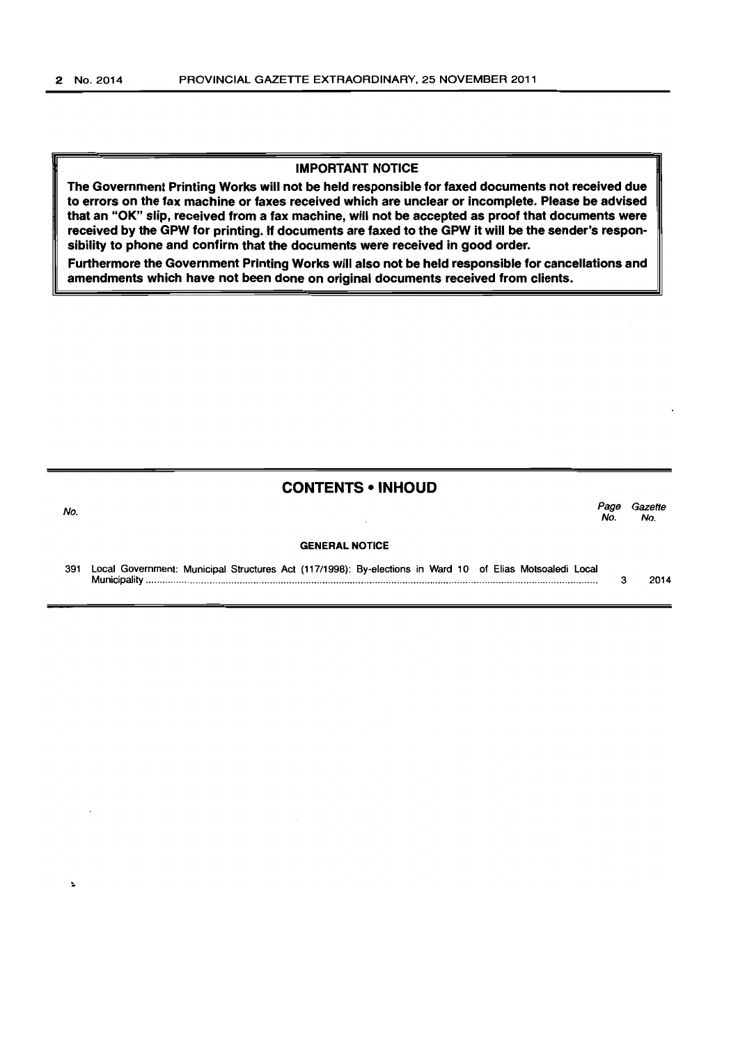**IMPORTANT NOTICE**

**The Government Printing Works will not be held responsible for faxed documents not received due to errors on the fax machine or faxes received which are unclear or incomplete. Please be advised that an "OK" slip, received from a fax machine, will not be accepted as proof that documents were received by the GPW for printing. If documents are faxed to the GPW it will be the sender's responsibility to phone and confirm that the documents were received in good order.**

**Furthermore the Government Printing Works will also not be held responsible for cancellations and amendments which have not been done on original documents received from clients.**

## CONTENTS • INHOUD

| No. | | Page No. | Gazette No. |
|---|---|---|---|
| | **GENERAL NOTICE** | | |
| 391 | Local Government: Municipal Structures Act (117/1998): By-elections in Ward 10 of Elias Motsoaledi Local Municipality | 3 | 2014 |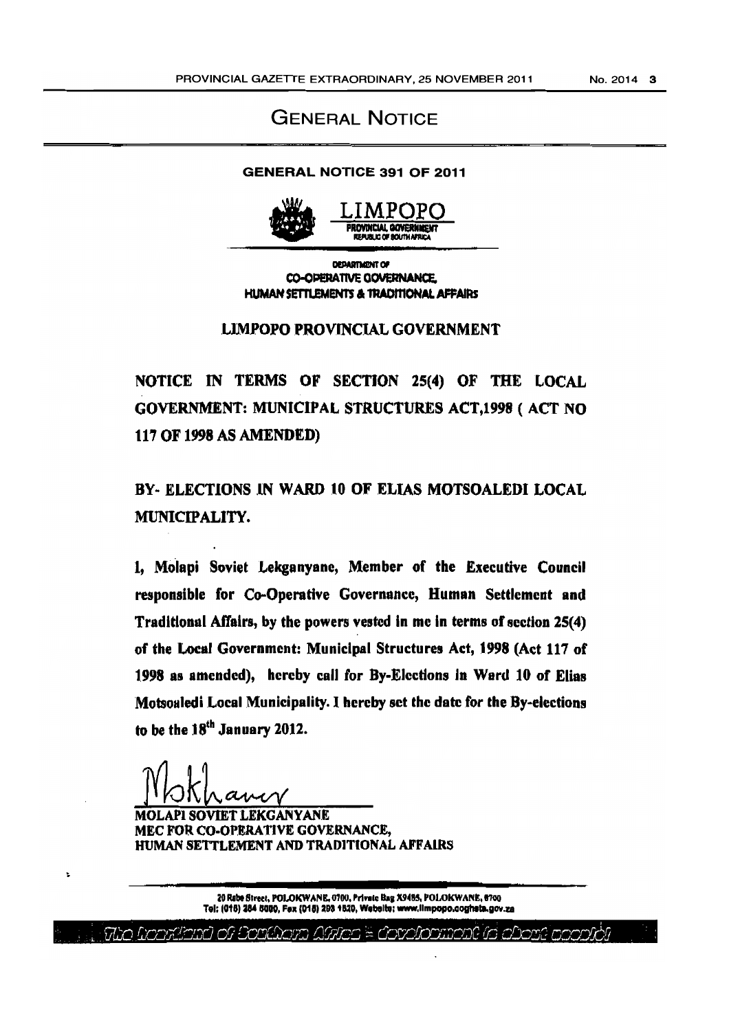# GENERAL NOTICE

## GENERAL NOTICE 391 OF 2011

LIMPOPO
PROVINCIAL GOVERNMENT
REPUBLIC OF SOUTH AFRICA

DEPARTMENT OF
CO-OPERATIVE GOVERNANCE,
HUMAN SETTLEMENTS & TRADITIONAL AFFAIRS

**LIMPOPO PROVINCIAL GOVERNMENT**

**NOTICE IN TERMS OF SECTION 25(4) OF THE LOCAL GOVERNMENT: MUNICIPAL STRUCTURES ACT,1998 ( ACT NO 117 OF 1998 AS AMENDED)**

**BY- ELECTIONS IN WARD 10 OF ELIAS MOTSOALEDI LOCAL MUNICIPALITY.**

**I, Molapi Soviet Lekganyane, Member of the Executive Council responsible for Co-Operative Governance, Human Settlement and Traditional Affairs, by the powers vested in me in terms of section 25(4) of the Local Government: Municipal Structures Act, 1998 (Act 117 of 1998 as amended), hereby call for By-Elections in Ward 10 of Elias Motsoaledi Local Municipality. I hereby set the date for the By-elections to be the 18th January 2012.**

**MOLAPI SOVIET LEKGANYANE**
**MEC FOR CO-OPERATIVE GOVERNANCE,**
**HUMAN SETTLEMENT AND TRADITIONAL AFFAIRS**

20 Rabe Street, POLOKWANE, 0700, Private Bag X9485, POLOKWANE, 0700
Tel: (015) 284 5000, Fax (015) 293 1520, Website: www.limpopo.coghsta.gov.za

The heartland of Southern Africa – development is about people!